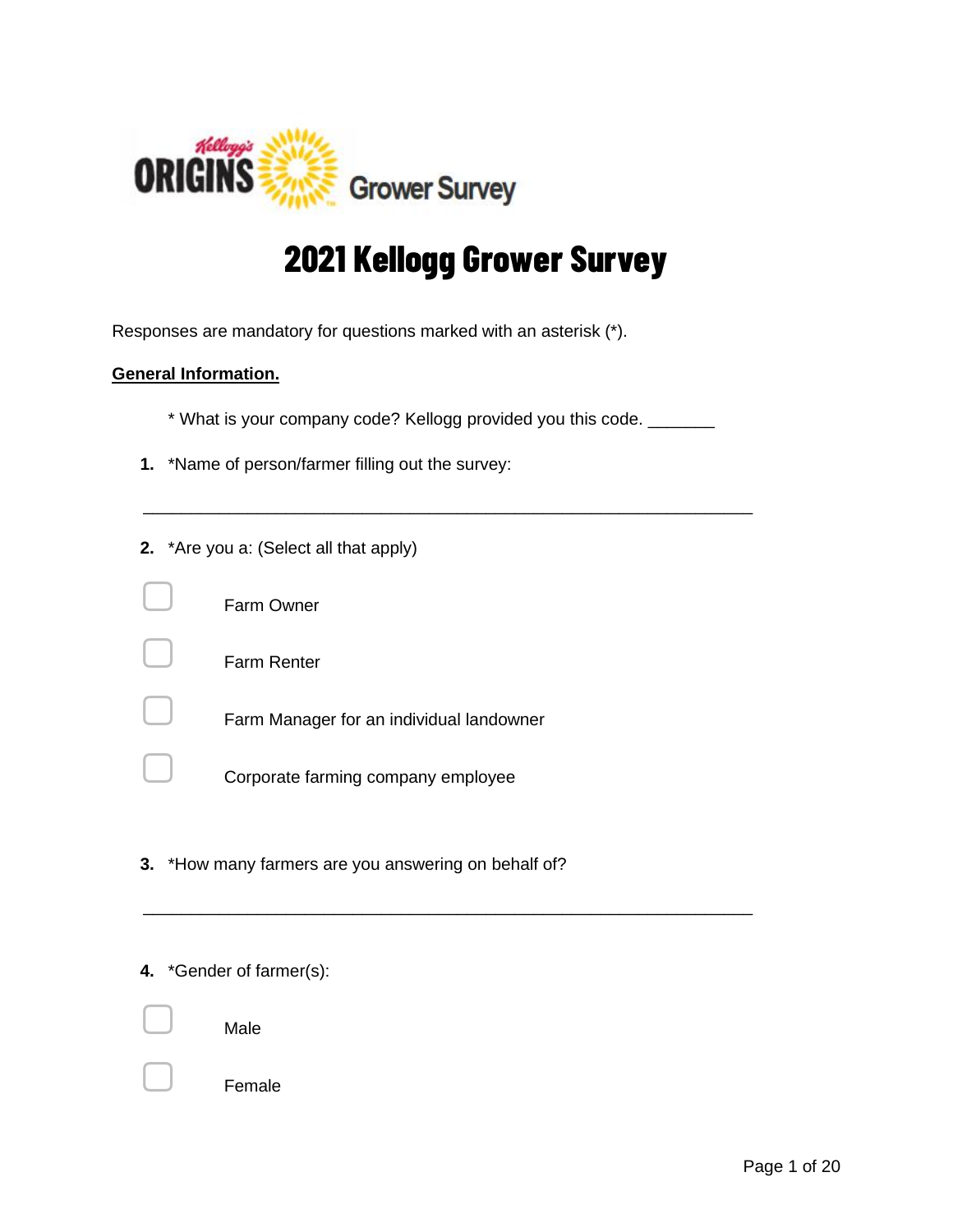Kellogg's ORIGINS Grower Survey

# 2021 Kellogg Grower Survey

Responses are mandatory for questions marked with an asterisk (*).

**General Information.**

* What is your company code? Kellogg provided you this code. _______

1. *Name of person/farmer filling out the survey:

_____________________________________________________________

2. *Are you a: (Select all that apply)

- ☐ Farm Owner
- ☐ Farm Renter
- ☐ Farm Manager for an individual landowner
- ☐ Corporate farming company employee

3. *How many farmers are you answering on behalf of?

_____________________________________________________________

4. *Gender of farmer(s):

- ☐ Male
- ☐ Female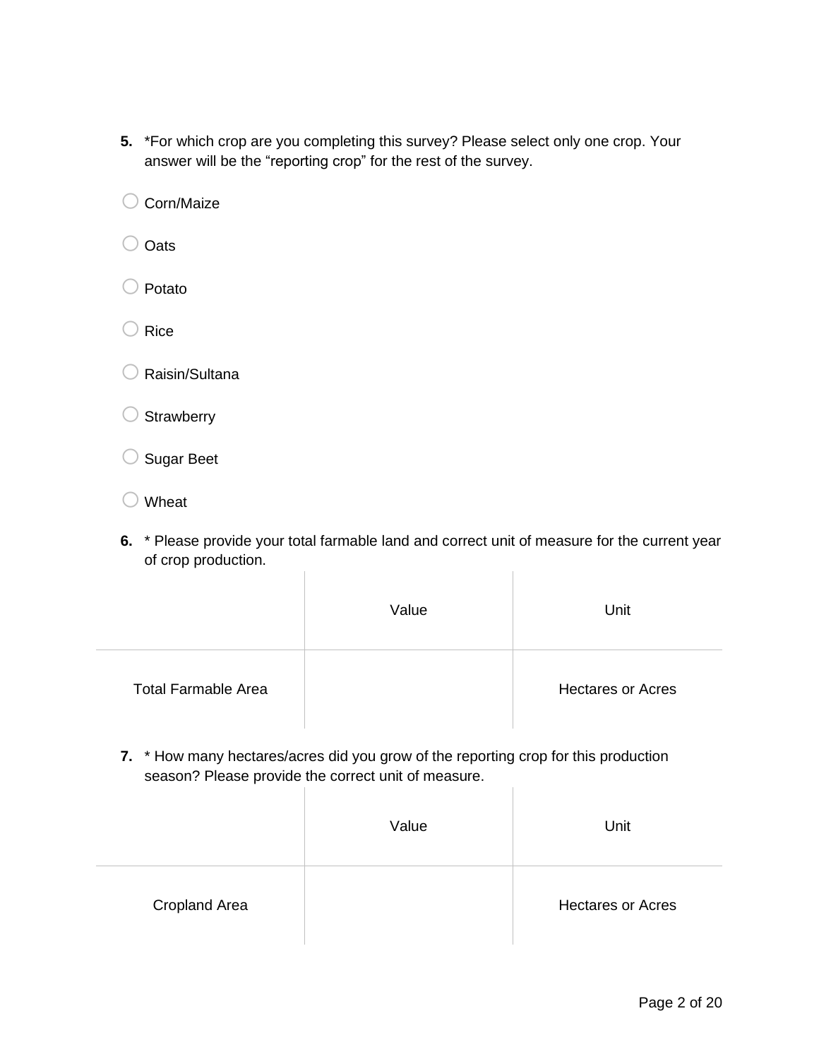**5.** *For which crop are you completing this survey? Please select only one crop. Your answer will be the "reporting crop" for the rest of the survey.

- ○ Corn/Maize
- ○ Oats
- ○ Potato
- ○ Rice
- ○ Raisin/Sultana
- ○ Strawberry
- ○ Sugar Beet
- ○ Wheat

**6.** * Please provide your total farmable land and correct unit of measure for the current year of crop production.

| | Value | Unit |
|---|---|---|
| Total Farmable Area | | Hectares or Acres |

**7.** * How many hectares/acres did you grow of the reporting crop for this production season? Please provide the correct unit of measure.

| | Value | Unit |
|---|---|---|
| Cropland Area | | Hectares or Acres |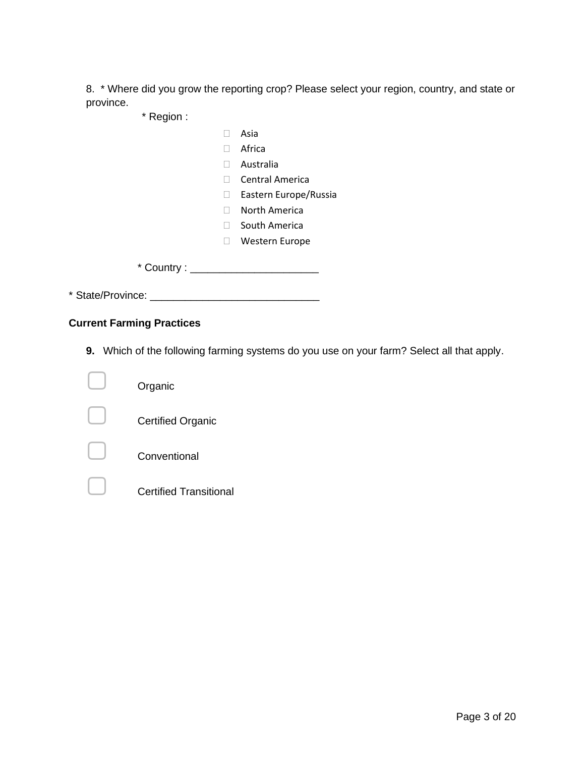8. * Where did you grow the reporting crop? Please select your region, country, and state or province.

* Region :

- ☐ Asia
- ☐ Africa
- ☐ Australia
- ☐ Central America
- ☐ Eastern Europe/Russia
- ☐ North America
- ☐ South America
- ☐ Western Europe

* Country : ______________________

* State/Province: _____________________________

**Current Farming Practices**

**9.** Which of the following farming systems do you use on your farm? Select all that apply.

- ☐ Organic
- ☐ Certified Organic
- ☐ Conventional
- ☐ Certified Transitional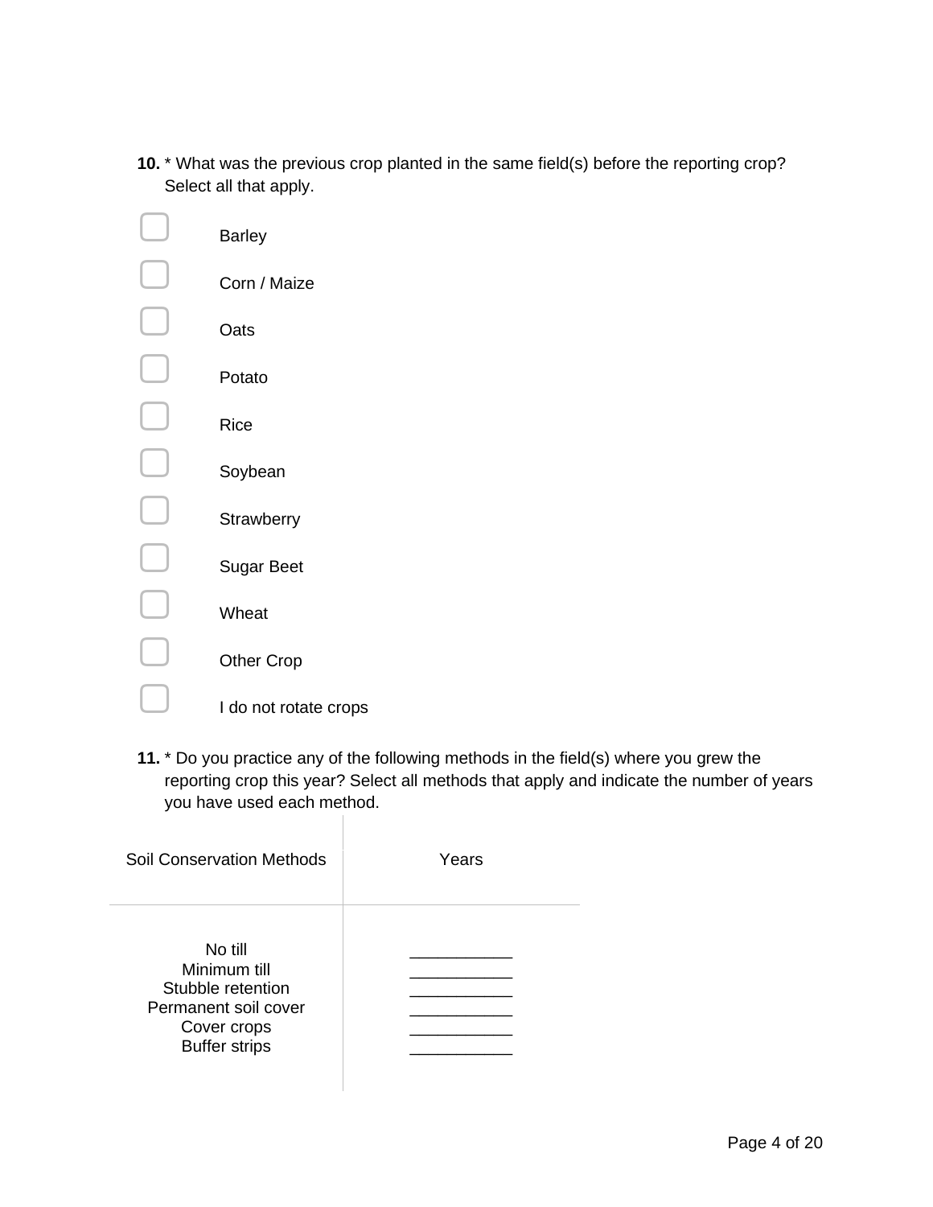**10.** * What was the previous crop planted in the same field(s) before the reporting crop? Select all that apply.

- ☐ Barley
- ☐ Corn / Maize
- ☐ Oats
- ☐ Potato
- ☐ Rice
- ☐ Soybean
- ☐ Strawberry
- ☐ Sugar Beet
- ☐ Wheat
- ☐ Other Crop
- ☐ I do not rotate crops

**11.** * Do you practice any of the following methods in the field(s) where you grew the reporting crop this year? Select all methods that apply and indicate the number of years you have used each method.

| Soil Conservation Methods | Years |
|---|---|
| No till | ___________ |
| Minimum till | ___________ |
| Stubble retention | ___________ |
| Permanent soil cover | ___________ |
| Cover crops | ___________ |
| Buffer strips | ___________ |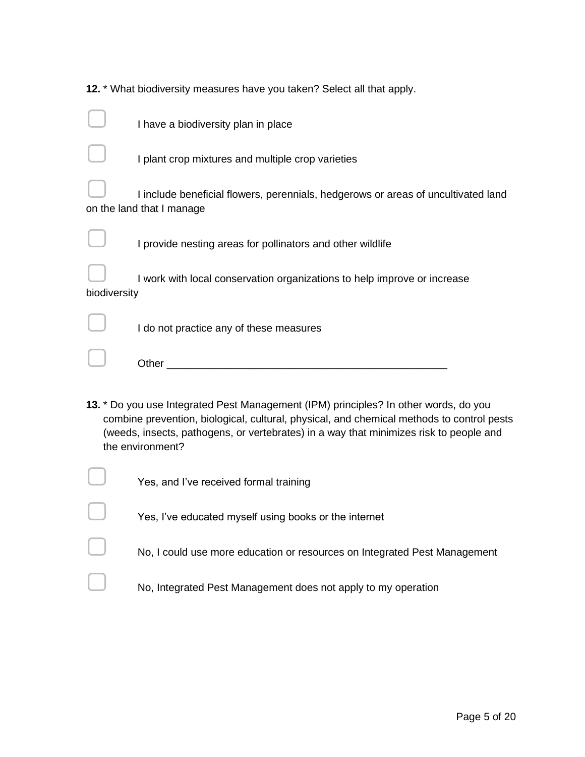**12.** * What biodiversity measures have you taken? Select all that apply.

- ☐ I have a biodiversity plan in place
- ☐ I plant crop mixtures and multiple crop varieties
- ☐ I include beneficial flowers, perennials, hedgerows or areas of uncultivated land on the land that I manage
- ☐ I provide nesting areas for pollinators and other wildlife
- ☐ I work with local conservation organizations to help improve or increase biodiversity
- ☐ I do not practice any of these measures
- ☐ Other _______________________________________________

**13.** * Do you use Integrated Pest Management (IPM) principles? In other words, do you combine prevention, biological, cultural, physical, and chemical methods to control pests (weeds, insects, pathogens, or vertebrates) in a way that minimizes risk to people and the environment?

- ☐ Yes, and I've received formal training
- ☐ Yes, I've educated myself using books or the internet
- ☐ No, I could use more education or resources on Integrated Pest Management
- ☐ No, Integrated Pest Management does not apply to my operation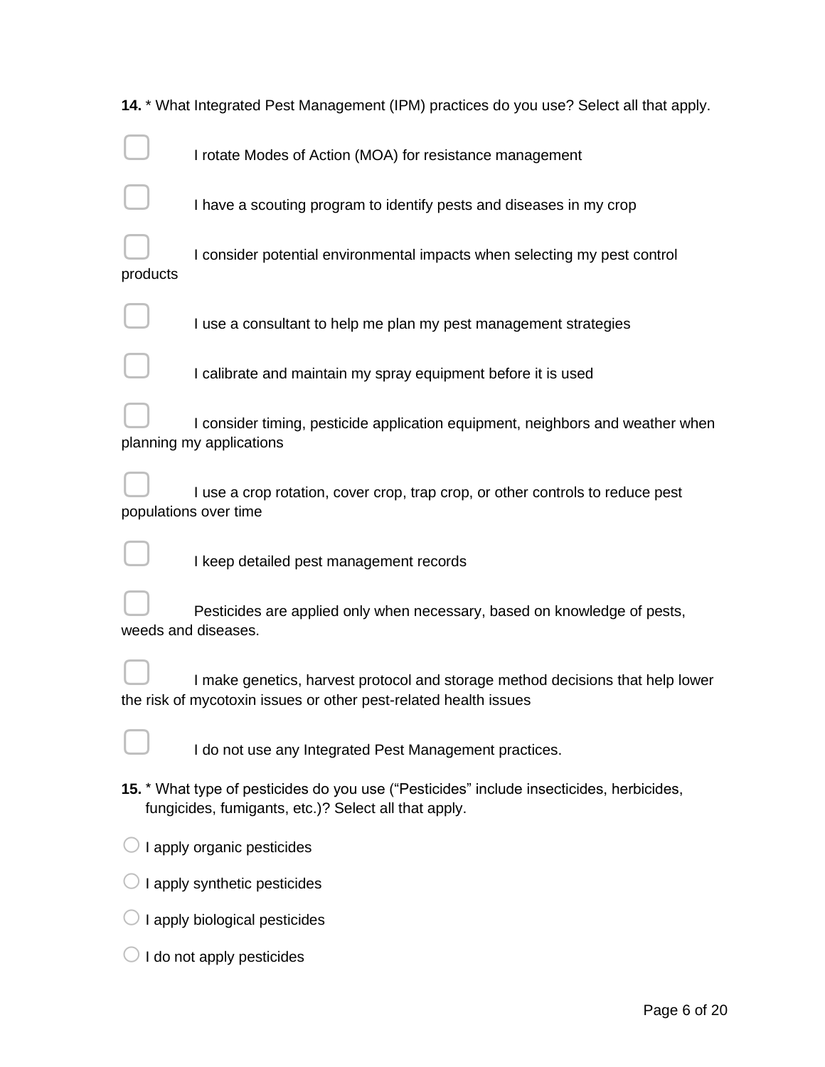**14.** * What Integrated Pest Management (IPM) practices do you use? Select all that apply.

- [ ] I rotate Modes of Action (MOA) for resistance management
- [ ] I have a scouting program to identify pests and diseases in my crop
- [ ] I consider potential environmental impacts when selecting my pest control products
- [ ] I use a consultant to help me plan my pest management strategies
- [ ] I calibrate and maintain my spray equipment before it is used
- [ ] I consider timing, pesticide application equipment, neighbors and weather when planning my applications
- [ ] I use a crop rotation, cover crop, trap crop, or other controls to reduce pest populations over time
- [ ] I keep detailed pest management records
- [ ] Pesticides are applied only when necessary, based on knowledge of pests, weeds and diseases.
- [ ] I make genetics, harvest protocol and storage method decisions that help lower the risk of mycotoxin issues or other pest-related health issues
- [ ] I do not use any Integrated Pest Management practices.

**15.** * What type of pesticides do you use (“Pesticides” include insecticides, herbicides, fungicides, fumigants, etc.)? Select all that apply.

- ○ I apply organic pesticides
- ○ I apply synthetic pesticides
- ○ I apply biological pesticides
- ○ I do not apply pesticides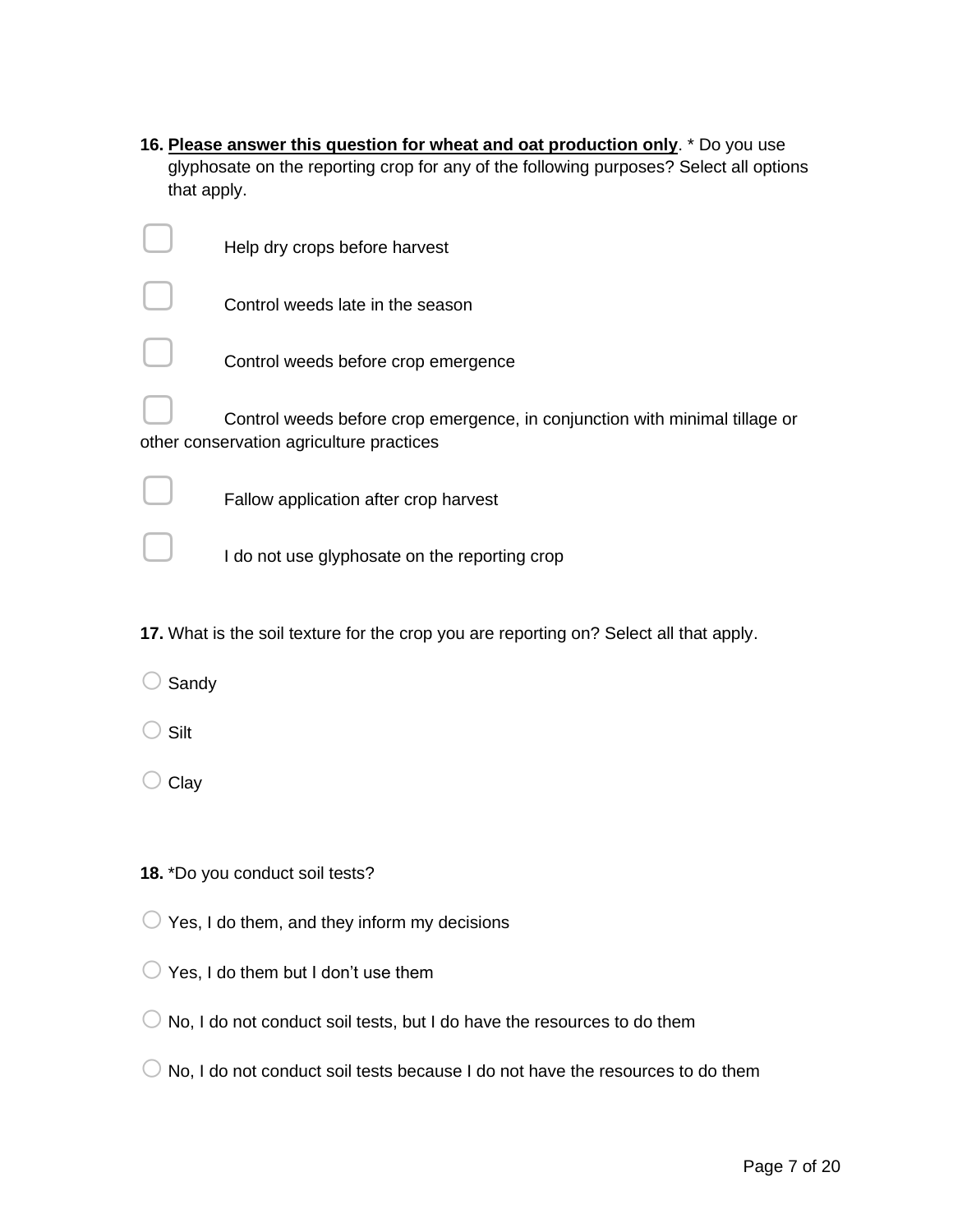**16.** **<u>Please answer this question for wheat and oat production only</u>**. * Do you use glyphosate on the reporting crop for any of the following purposes? Select all options that apply.

- ☐ Help dry crops before harvest
- ☐ Control weeds late in the season
- ☐ Control weeds before crop emergence
- ☐ Control weeds before crop emergence, in conjunction with minimal tillage or other conservation agriculture practices
- ☐ Fallow application after crop harvest
- ☐ I do not use glyphosate on the reporting crop

**17.** What is the soil texture for the crop you are reporting on? Select all that apply.

- ○ Sandy
- ○ Silt
- ○ Clay

**18.** *Do you conduct soil tests?

- ○ Yes, I do them, and they inform my decisions
- ○ Yes, I do them but I don't use them
- ○ No, I do not conduct soil tests, but I do have the resources to do them
- ○ No, I do not conduct soil tests because I do not have the resources to do them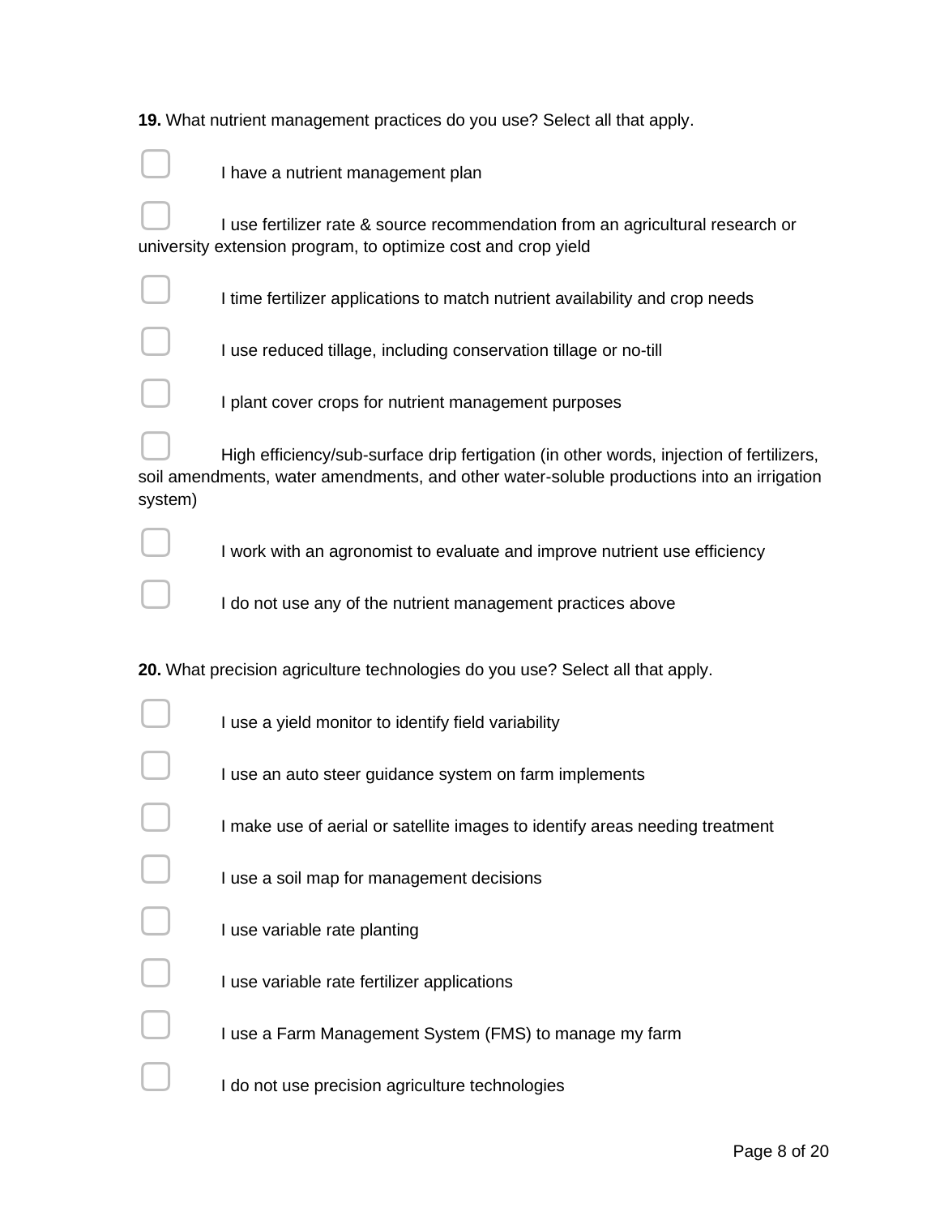**19.** What nutrient management practices do you use? Select all that apply.

- ☐ I have a nutrient management plan
- ☐ I use fertilizer rate & source recommendation from an agricultural research or university extension program, to optimize cost and crop yield
- ☐ I time fertilizer applications to match nutrient availability and crop needs
- ☐ I use reduced tillage, including conservation tillage or no-till
- ☐ I plant cover crops for nutrient management purposes
- ☐ High efficiency/sub-surface drip fertigation (in other words, injection of fertilizers, soil amendments, water amendments, and other water-soluble productions into an irrigation system)
- ☐ I work with an agronomist to evaluate and improve nutrient use efficiency
- ☐ I do not use any of the nutrient management practices above

**20.** What precision agriculture technologies do you use? Select all that apply.

- ☐ I use a yield monitor to identify field variability
- ☐ I use an auto steer guidance system on farm implements
- ☐ I make use of aerial or satellite images to identify areas needing treatment
- ☐ I use a soil map for management decisions
- ☐ I use variable rate planting
- ☐ I use variable rate fertilizer applications
- ☐ I use a Farm Management System (FMS) to manage my farm
- ☐ I do not use precision agriculture technologies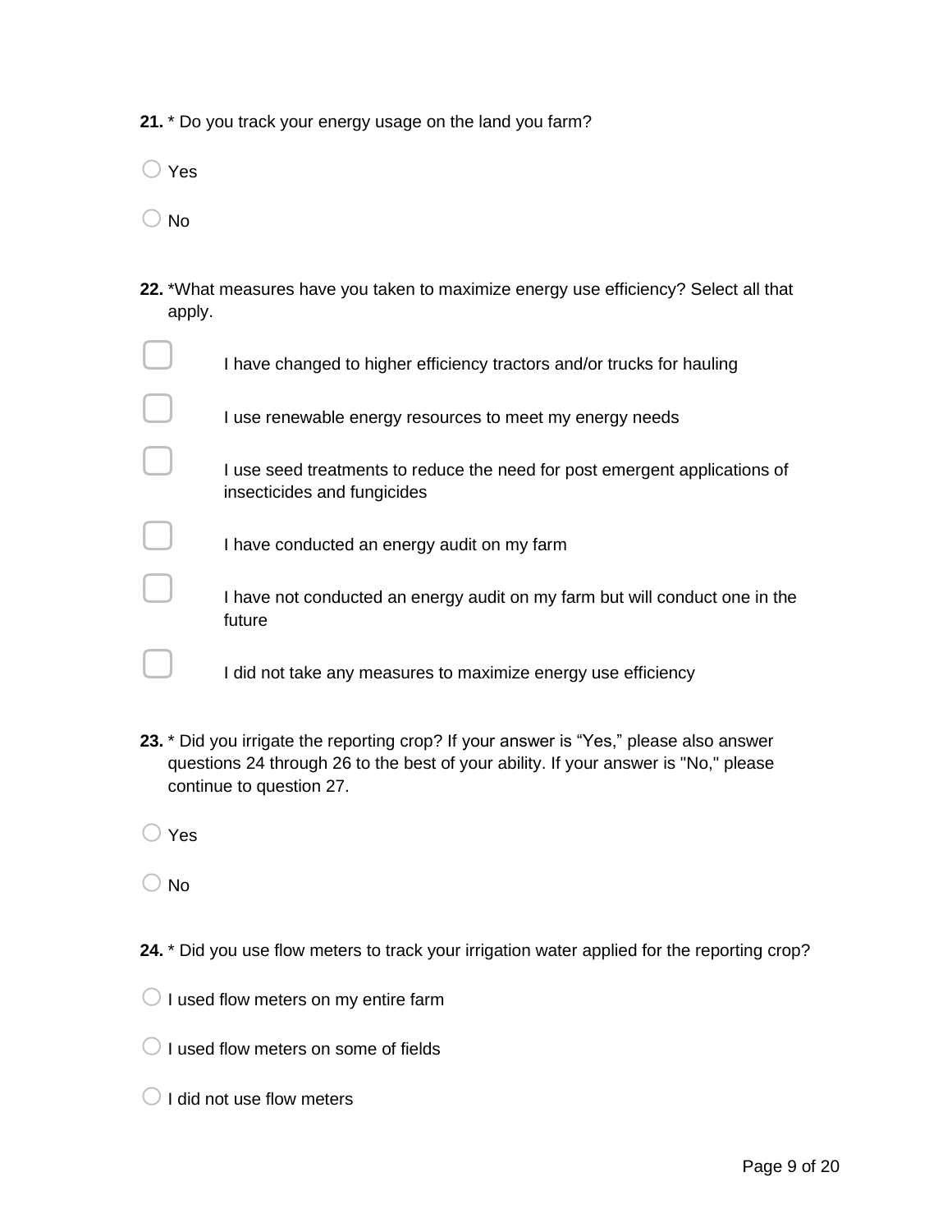**21.** * Do you track your energy usage on the land you farm?

- ○ Yes
- ○ No

**22.** *What measures have you taken to maximize energy use efficiency? Select all that apply.

- ☐ I have changed to higher efficiency tractors and/or trucks for hauling
- ☐ I use renewable energy resources to meet my energy needs
- ☐ I use seed treatments to reduce the need for post emergent applications of insecticides and fungicides
- ☐ I have conducted an energy audit on my farm
- ☐ I have not conducted an energy audit on my farm but will conduct one in the future
- ☐ I did not take any measures to maximize energy use efficiency

**23.** * Did you irrigate the reporting crop? If your answer is “Yes,” please also answer questions 24 through 26 to the best of your ability. If your answer is "No," please continue to question 27.

- ○ Yes
- ○ No

**24.** * Did you use flow meters to track your irrigation water applied for the reporting crop?

- ○ I used flow meters on my entire farm
- ○ I used flow meters on some of fields
- ○ I did not use flow meters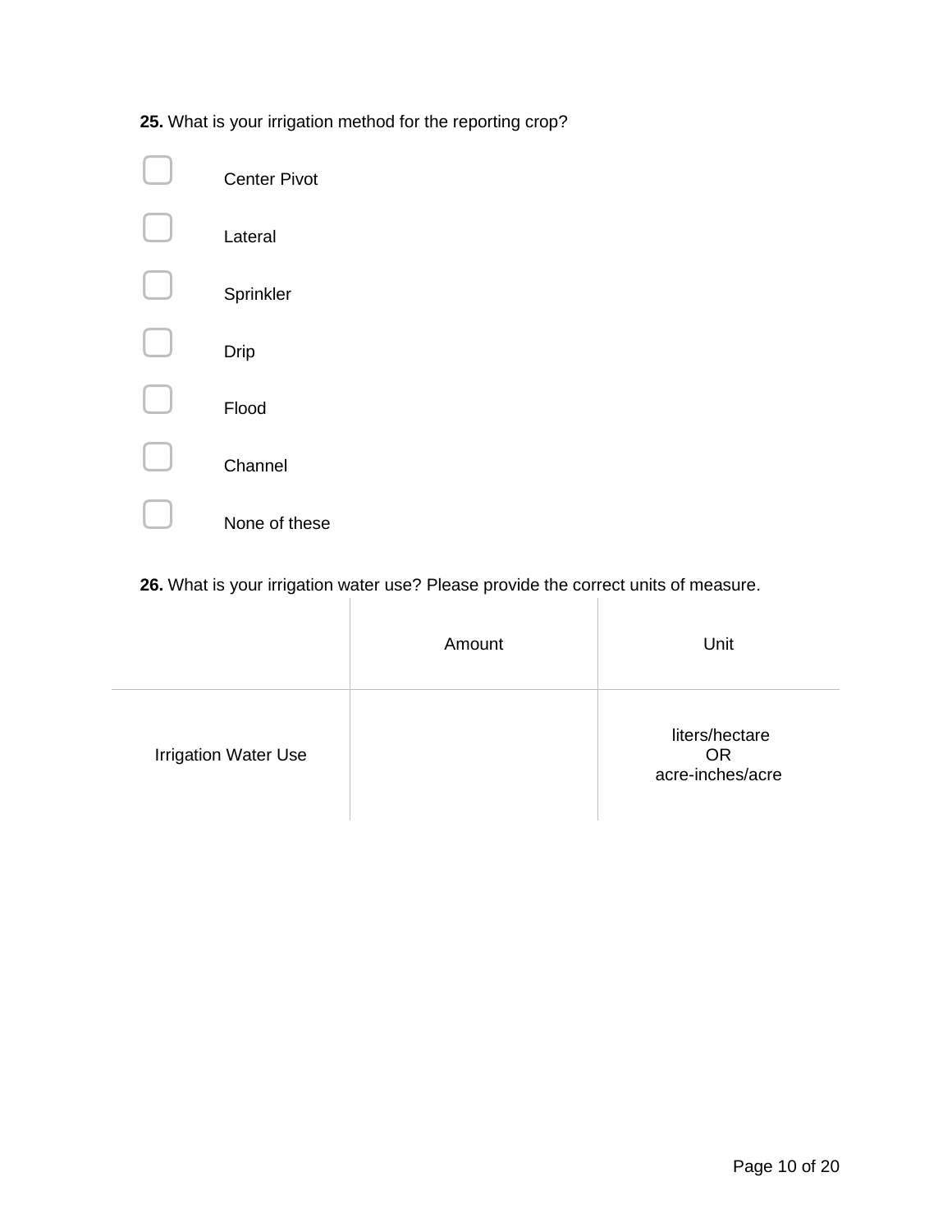**25.** What is your irrigation method for the reporting crop?

- [ ] Center Pivot
- [ ] Lateral
- [ ] Sprinkler
- [ ] Drip
- [ ] Flood
- [ ] Channel
- [ ] None of these

**26.** What is your irrigation water use? Please provide the correct units of measure.

| | Amount | Unit |
|---|---|---|
| Irrigation Water Use | | liters/hectare<br>OR<br>acre-inches/acre |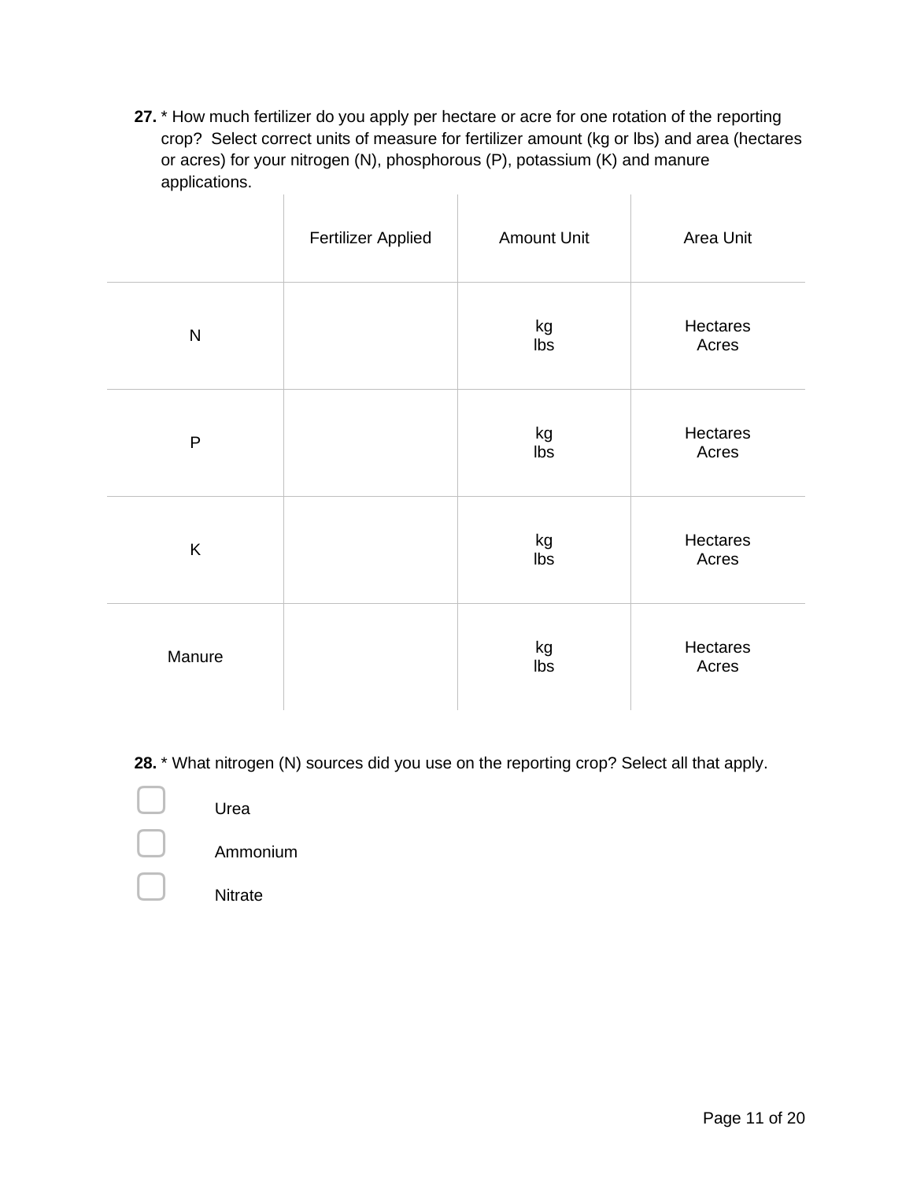**27.** * How much fertilizer do you apply per hectare or acre for one rotation of the reporting crop? Select correct units of measure for fertilizer amount (kg or lbs) and area (hectares or acres) for your nitrogen (N), phosphorous (P), potassium (K) and manure applications.

| | Fertilizer Applied | Amount Unit | Area Unit |
|---|---|---|---|
| N | | kg<br>lbs | Hectares<br>Acres |
| P | | kg<br>lbs | Hectares<br>Acres |
| K | | kg<br>lbs | Hectares<br>Acres |
| Manure | | kg<br>lbs | Hectares<br>Acres |

**28.** * What nitrogen (N) sources did you use on the reporting crop? Select all that apply.

- [ ] Urea
- [ ] Ammonium
- [ ] Nitrate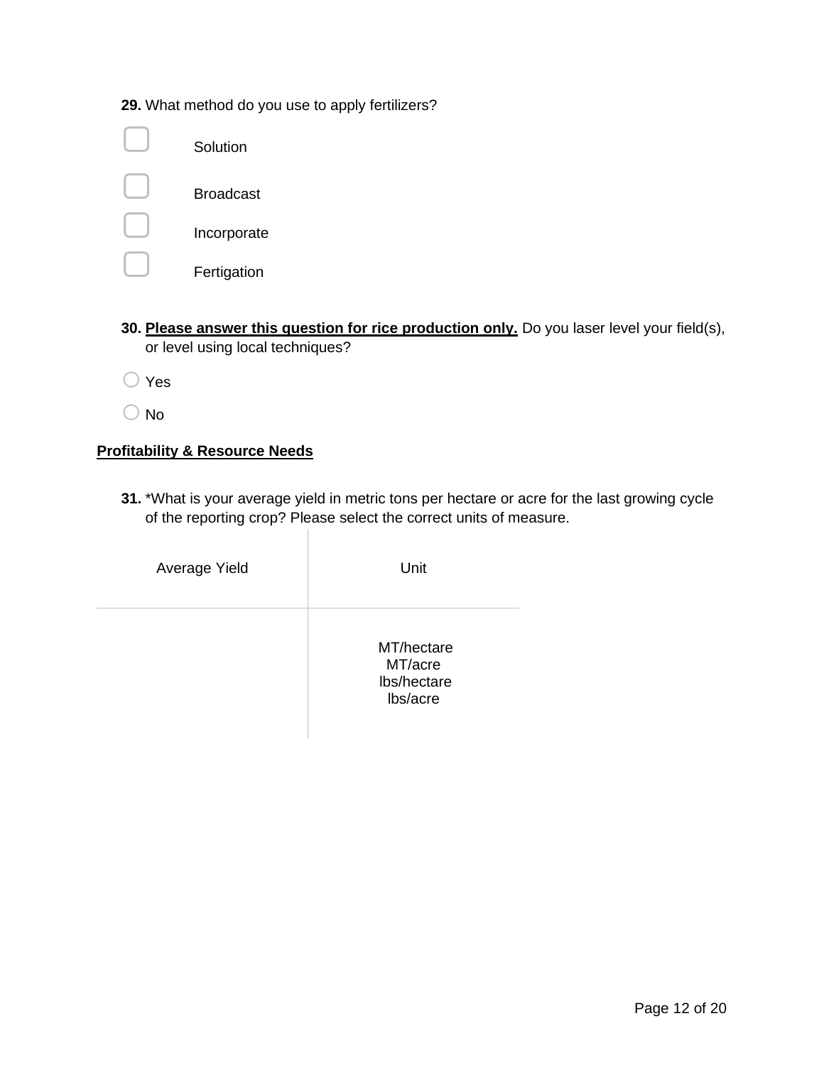**29.** What method do you use to apply fertilizers?

- ☐ Solution
- ☐ Broadcast
- ☐ Incorporate
- ☐ Fertigation

**30.** **Please answer this question for rice production only.** Do you laser level your field(s), or level using local techniques?

- ○ Yes
- ○ No

**Profitability & Resource Needs**

**31.** *What is your average yield in metric tons per hectare or acre for the last growing cycle of the reporting crop? Please select the correct units of measure.

| Average Yield | Unit |
|---|---|
| | MT/hectare<br>MT/acre<br>lbs/hectare<br>lbs/acre |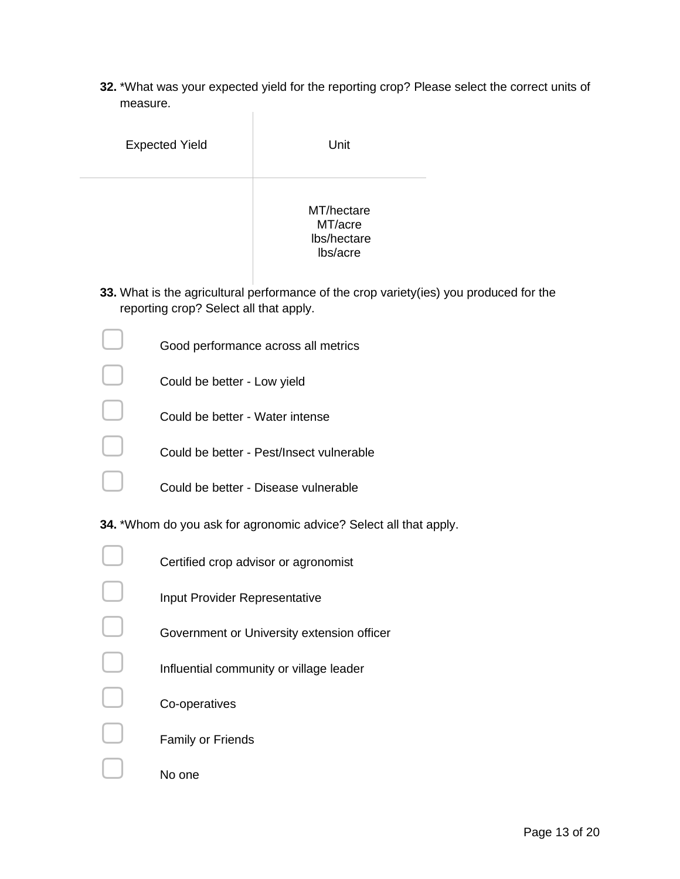**32.** *What was your expected yield for the reporting crop? Please select the correct units of measure.

| Expected Yield | Unit |
|---|---|
| | MT/hectare<br>MT/acre<br>lbs/hectare<br>lbs/acre |

**33.** What is the agricultural performance of the crop variety(ies) you produced for the reporting crop? Select all that apply.

- ☐ Good performance across all metrics
- ☐ Could be better - Low yield
- ☐ Could be better - Water intense
- ☐ Could be better - Pest/Insect vulnerable
- ☐ Could be better - Disease vulnerable

**34.** *Whom do you ask for agronomic advice? Select all that apply.

- ☐ Certified crop advisor or agronomist
- ☐ Input Provider Representative
- ☐ Government or University extension officer
- ☐ Influential community or village leader
- ☐ Co-operatives
- ☐ Family or Friends
- ☐ No one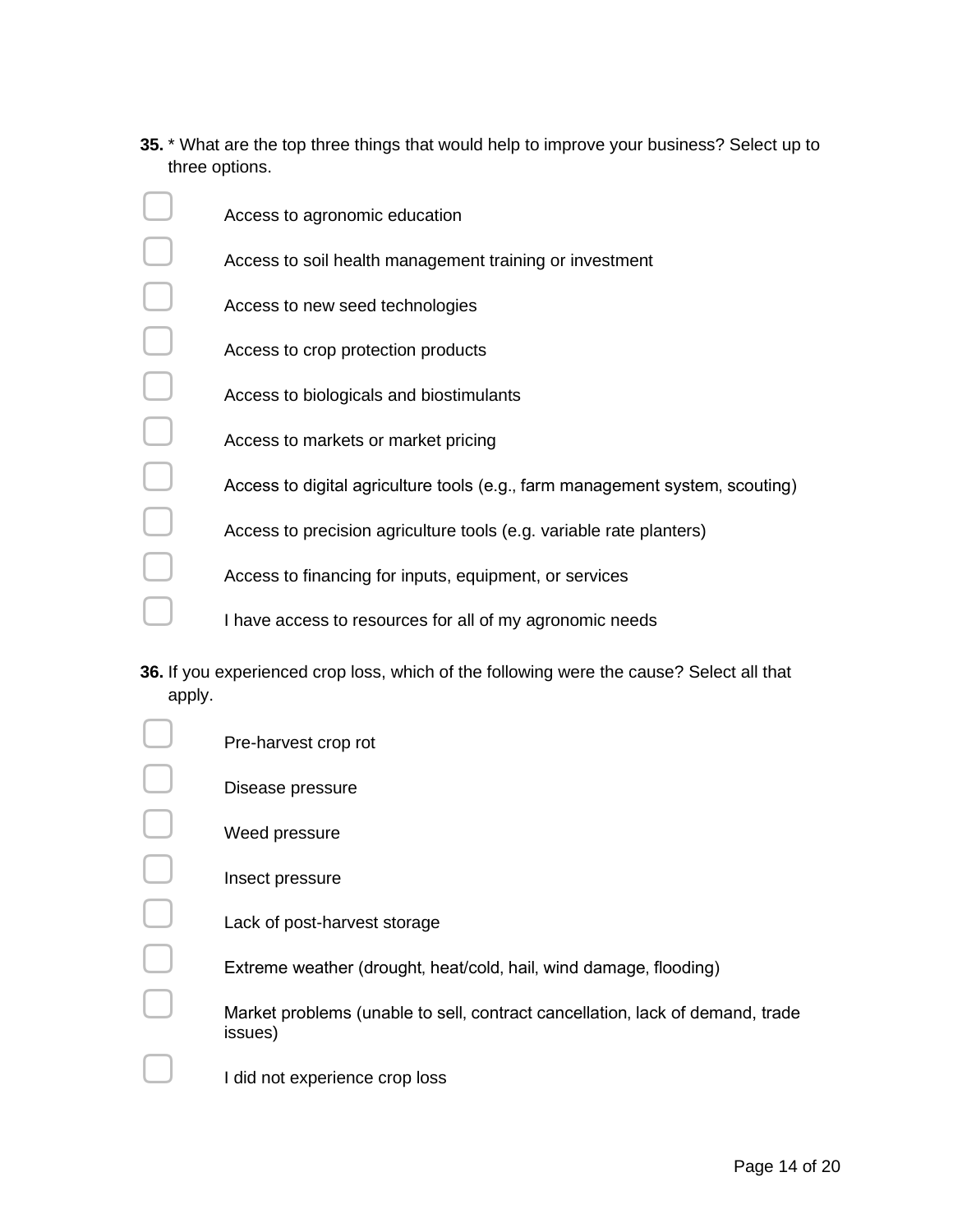**35.** * What are the top three things that would help to improve your business? Select up to three options.

- [ ] Access to agronomic education
- [ ] Access to soil health management training or investment
- [ ] Access to new seed technologies
- [ ] Access to crop protection products
- [ ] Access to biologicals and biostimulants
- [ ] Access to markets or market pricing
- [ ] Access to digital agriculture tools (e.g., farm management system, scouting)
- [ ] Access to precision agriculture tools (e.g. variable rate planters)
- [ ] Access to financing for inputs, equipment, or services
- [ ] I have access to resources for all of my agronomic needs

**36.** If you experienced crop loss, which of the following were the cause? Select all that apply.

- [ ] Pre-harvest crop rot
- [ ] Disease pressure
- [ ] Weed pressure
- [ ] Insect pressure
- [ ] Lack of post-harvest storage
- [ ] Extreme weather (drought, heat/cold, hail, wind damage, flooding)
- [ ] Market problems (unable to sell, contract cancellation, lack of demand, trade issues)
- [ ] I did not experience crop loss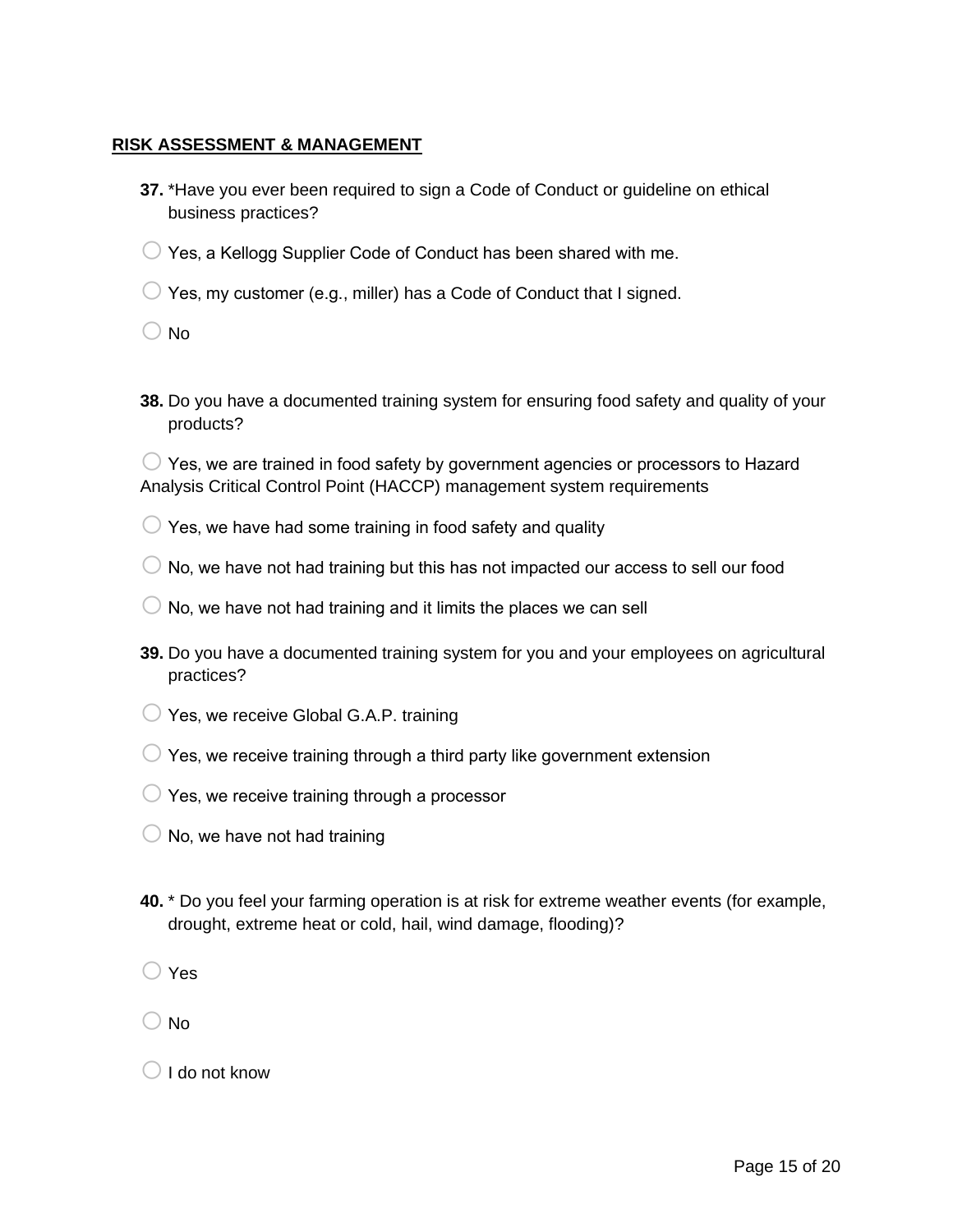## RISK ASSESSMENT & MANAGEMENT

**37.** *Have you ever been required to sign a Code of Conduct or guideline on ethical business practices?

○ Yes, a Kellogg Supplier Code of Conduct has been shared with me.

○ Yes, my customer (e.g., miller) has a Code of Conduct that I signed.

○ No

**38.** Do you have a documented training system for ensuring food safety and quality of your products?

○ Yes, we are trained in food safety by government agencies or processors to Hazard Analysis Critical Control Point (HACCP) management system requirements

○ Yes, we have had some training in food safety and quality

○ No, we have not had training but this has not impacted our access to sell our food

○ No, we have not had training and it limits the places we can sell

**39.** Do you have a documented training system for you and your employees on agricultural practices?

○ Yes, we receive Global G.A.P. training

○ Yes, we receive training through a third party like government extension

○ Yes, we receive training through a processor

○ No, we have not had training

**40.** * Do you feel your farming operation is at risk for extreme weather events (for example, drought, extreme heat or cold, hail, wind damage, flooding)?

○ Yes

○ No

○ I do not know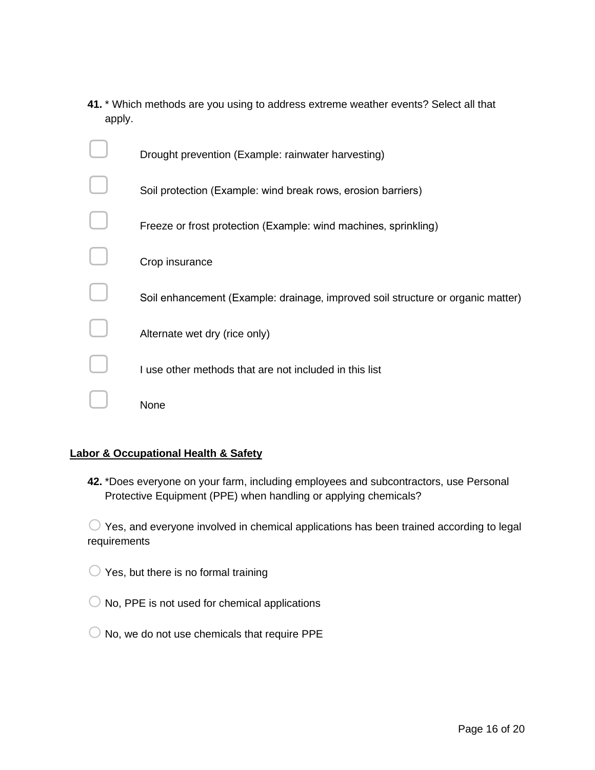**41.** * Which methods are you using to address extreme weather events? Select all that apply.

- [ ] Drought prevention (Example: rainwater harvesting)
- [ ] Soil protection (Example: wind break rows, erosion barriers)
- [ ] Freeze or frost protection (Example: wind machines, sprinkling)
- [ ] Crop insurance
- [ ] Soil enhancement (Example: drainage, improved soil structure or organic matter)
- [ ] Alternate wet dry (rice only)
- [ ] I use other methods that are not included in this list
- [ ] None

**<u>Labor & Occupational Health & Safety</u>**

**42.** *Does everyone on your farm, including employees and subcontractors, use Personal Protective Equipment (PPE) when handling or applying chemicals?

○ Yes, and everyone involved in chemical applications has been trained according to legal requirements

○ Yes, but there is no formal training

○ No, PPE is not used for chemical applications

○ No, we do not use chemicals that require PPE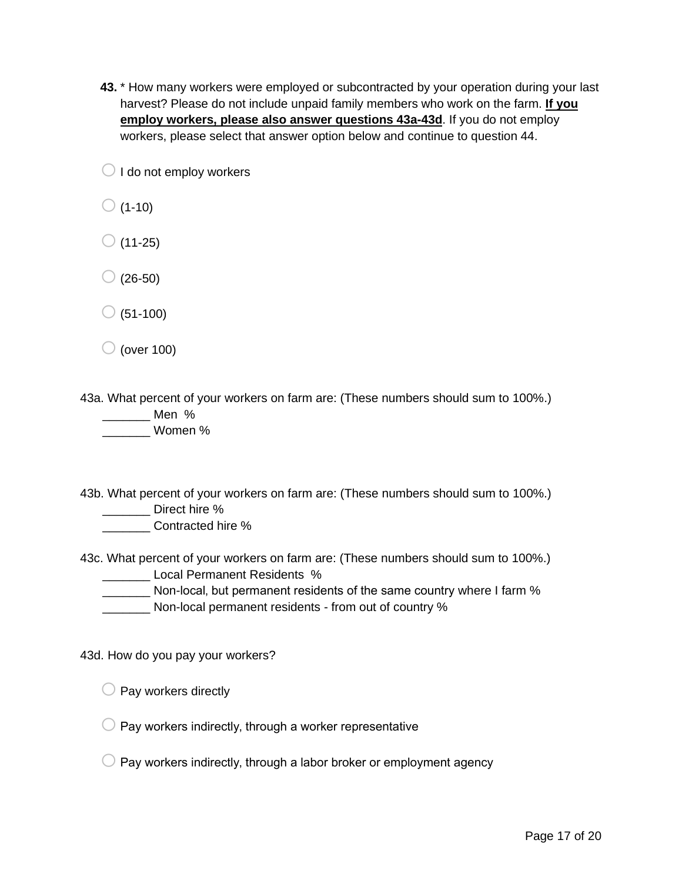**43.** * How many workers were employed or subcontracted by your operation during your last harvest? Please do not include unpaid family members who work on the farm. **<u>If you employ workers, please also answer questions 43a-43d</u>**. If you do not employ workers, please select that answer option below and continue to question 44.

- ○ I do not employ workers
- ○ (1-10)
- ○ (11-25)
- ○ (26-50)
- ○ (51-100)
- ○ (over 100)

43a. What percent of your workers on farm are: (These numbers should sum to 100%.)

_______ Men %
_______ Women %

43b. What percent of your workers on farm are: (These numbers should sum to 100%.)

_______ Direct hire %
_______ Contracted hire %

43c. What percent of your workers on farm are: (These numbers should sum to 100%.)

_______ Local Permanent Residents %
_______ Non-local, but permanent residents of the same country where I farm %
_______ Non-local permanent residents - from out of country %

43d. How do you pay your workers?

- ○ Pay workers directly
- ○ Pay workers indirectly, through a worker representative
- ○ Pay workers indirectly, through a labor broker or employment agency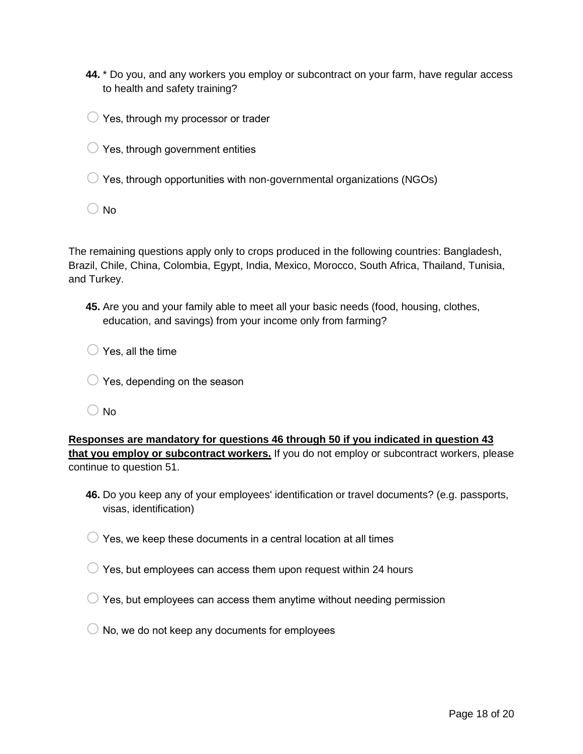**44.** * Do you, and any workers you employ or subcontract on your farm, have regular access to health and safety training?

○ Yes, through my processor or trader

○ Yes, through government entities

○ Yes, through opportunities with non-governmental organizations (NGOs)

○ No

The remaining questions apply only to crops produced in the following countries: Bangladesh, Brazil, Chile, China, Colombia, Egypt, India, Mexico, Morocco, South Africa, Thailand, Tunisia, and Turkey.

**45.** Are you and your family able to meet all your basic needs (food, housing, clothes, education, and savings) from your income only from farming?

○ Yes, all the time

○ Yes, depending on the season

○ No

<u>**Responses are mandatory for questions 46 through 50 if you indicated in question 43 that you employ or subcontract workers.**</u> If you do not employ or subcontract workers, please continue to question 51.

**46.** Do you keep any of your employees' identification or travel documents? (e.g. passports, visas, identification)

○ Yes, we keep these documents in a central location at all times

○ Yes, but employees can access them upon request within 24 hours

○ Yes, but employees can access them anytime without needing permission

○ No, we do not keep any documents for employees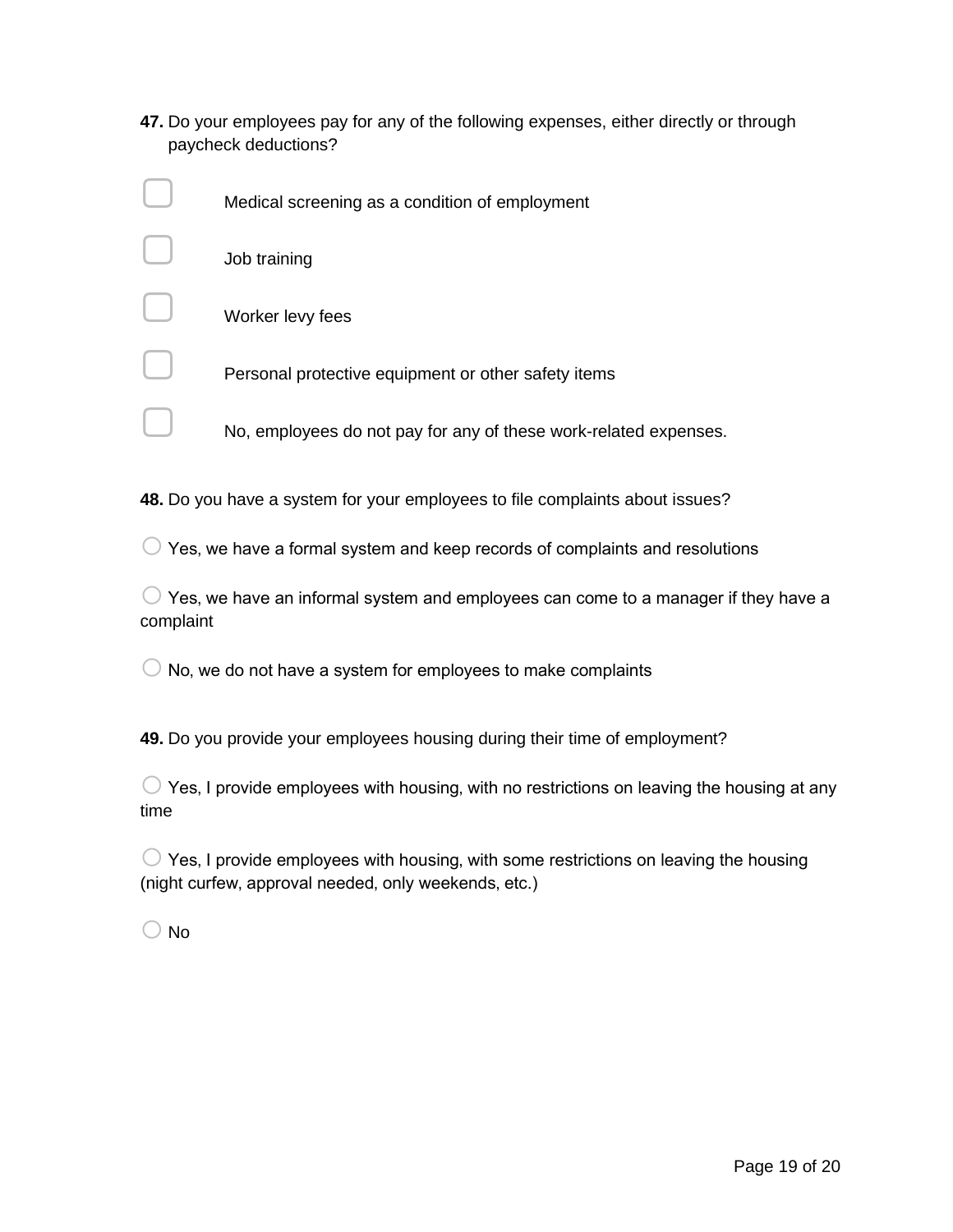**47.** Do your employees pay for any of the following expenses, either directly or through paycheck deductions?

- [ ] Medical screening as a condition of employment
- [ ] Job training
- [ ] Worker levy fees
- [ ] Personal protective equipment or other safety items
- [ ] No, employees do not pay for any of these work-related expenses.

**48.** Do you have a system for your employees to file complaints about issues?

○ Yes, we have a formal system and keep records of complaints and resolutions

○ Yes, we have an informal system and employees can come to a manager if they have a complaint

○ No, we do not have a system for employees to make complaints

**49.** Do you provide your employees housing during their time of employment?

○ Yes, I provide employees with housing, with no restrictions on leaving the housing at any time

○ Yes, I provide employees with housing, with some restrictions on leaving the housing (night curfew, approval needed, only weekends, etc.)

○ No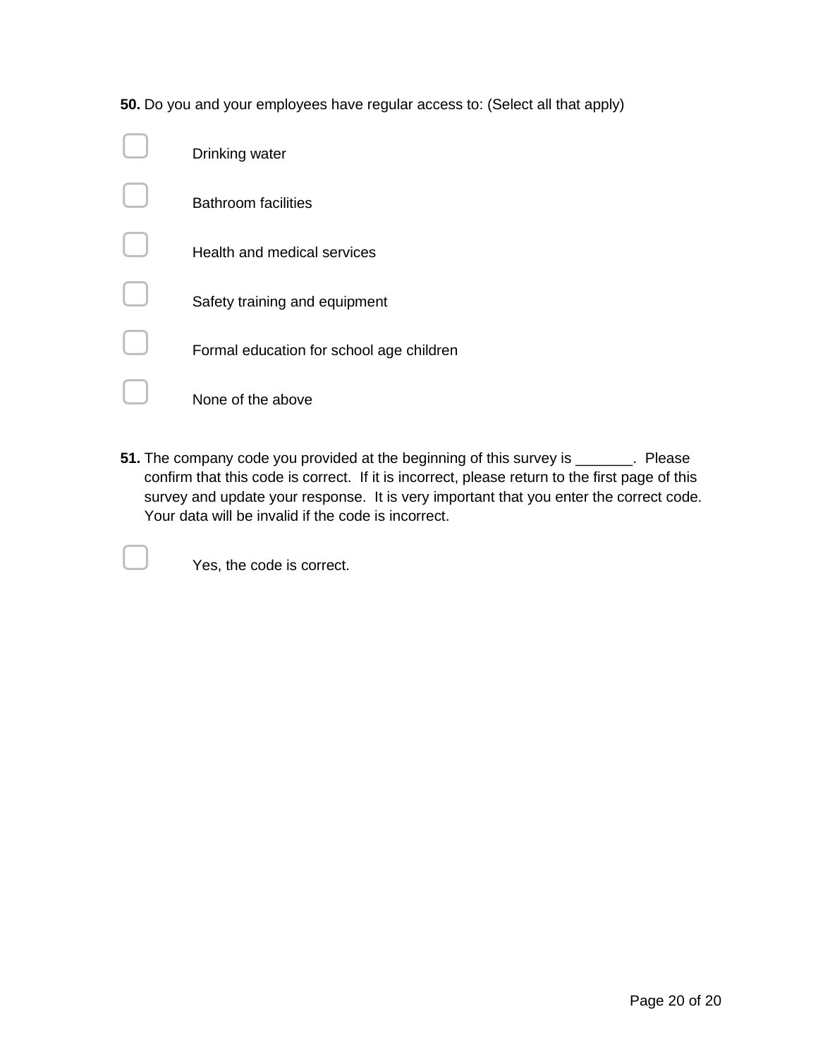**50.** Do you and your employees have regular access to: (Select all that apply)

- [ ] Drinking water
- [ ] Bathroom facilities
- [ ] Health and medical services
- [ ] Safety training and equipment
- [ ] Formal education for school age children
- [ ] None of the above

**51.** The company code you provided at the beginning of this survey is _______. Please confirm that this code is correct. If it is incorrect, please return to the first page of this survey and update your response. It is very important that you enter the correct code. Your data will be invalid if the code is incorrect.

- [ ] Yes, the code is correct.